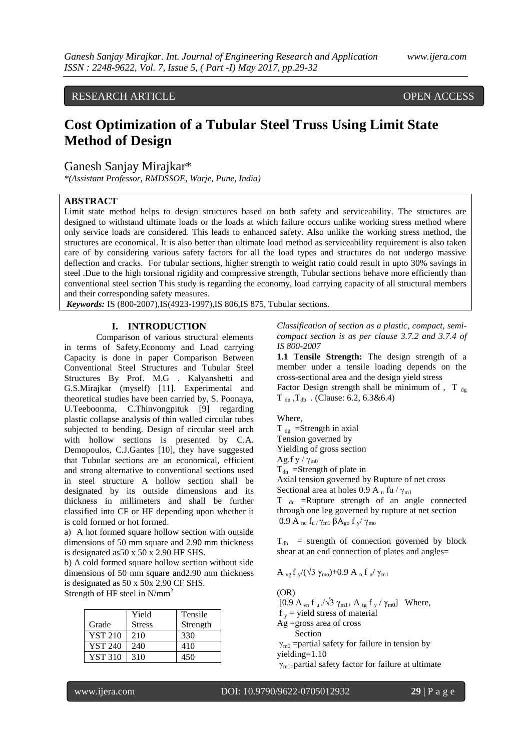RESEARCH ARTICLE OPEN ACCESS

# Cost Optimization of a Tubular Steel Truss Using Limit State Method of Design

Ganesh Sanjay Mirajkar*

*(Assistant Professor, RMDSSOE, Warje, Pune, India)*

## ABSTRACT

Limit state method helps to design structures based on both safety and serviceability. The structures are designed to withstand ultimate loads or the loads at which failure occurs unlike working stress method where only service loads are considered. This leads to enhanced safety. Also unlike the working stress method, the structures are economical. It is also better than ultimate load method as serviceability requirement is also taken care of by considering various safety factors for all the load types and structures do not undergo massive deflection and cracks. For tubular sections, higher strength to weight ratio could result in upto 30% savings in steel .Due to the high torsional rigidity and compressive strength, Tubular sections behave more efficiently than conventional steel section This study is regarding the economy, load carrying capacity of all structural members and their corresponding safety measures.

***Keywords:*** IS (800-2007),IS(4923-1997),IS 806,IS 875, Tubular sections.

## I. INTRODUCTION

Comparison of various structural elements in terms of Safety,Economy and Load carrying Capacity is done in paper Comparison Between Conventional Steel Structures and Tubular Steel Structures By Prof. M.G . Kalyanshetti and G.S.Mirajkar (myself) [11]. Experimental and theoretical studies have been carried by, S. Poonaya, U.Teeboonma, C.Thinvongpituk [9] regarding plastic collapse analysis of thin walled circular tubes subjected to bending. Design of circular steel arch with hollow sections is presented by C.A. Demopoulos, C.J.Gantes [10], they have suggested that Tubular sections are an economical, efficient and strong alternative to conventional sections used in steel structure A hollow section shall be designated by its outside dimensions and its thickness in millimeters and shall be further classified into CF or HF depending upon whether it is cold formed or hot formed.

a) A hot formed square hollow section with outside dimensions of 50 mm square and 2.90 mm thickness is designated as50 x 50 x 2.90 HF SHS.

b) A cold formed square hollow section without side dimensions of 50 mm square and2.90 mm thickness is designated as 50 x 50x 2.90 CF SHS.

Strength of HF steel in N/mm$^2$

| Grade | Yield Stress | Tensile Strength |
|---|---|---|
| YST 210 | 210 | 330 |
| YST 240 | 240 | 410 |
| YST 310 | 310 | 450 |

*Classification of section as a plastic, compact, semi-compact section is as per clause 3.7.2 and 3.7.4 of IS 800-2007*

**1.1 Tensile Strength:** The design strength of a member under a tensile loading depends on the cross-sectional area and the design yield stress

Factor Design strength shall be minimum of , $T_{dg}$ $T_{dn}$ ,$T_{db}$ . (Clause: 6.2, 6.3&6.4)

Where,

$T_{dg}$ =Strength in axial

Tension governed by

Yielding of gross section

$A_g f_y / \gamma_{m0}$

$T_{dn}$ =Strength of plate in

Axial tension governed by Rupture of net cross

Sectional area at holes $0.9 A_n f_u / \gamma_{m1}$

$T_{dn}$ =Rupture strength of an angle connected through one leg governed by rupture at net section

$0.9 A_{nc} f_u / \gamma_{m1} \beta A_{go} f_y / \gamma_{mo}$

$T_{db}$ = strength of connection governed by block shear at an end connection of plates and angles=

$A_{vg} f_y/(\sqrt{3}\, \gamma_{mo})+0.9 A_n f_u/ \gamma_{m1}$

(OR)

$[0.9 A_{vn} f_u /\sqrt{3}\, \gamma_{m1}+ A_{tg} f_y / \gamma_{m0}]$ Where,

$f_y$ = yield stress of material

Ag =gross area of cross

Section

$\gamma_{m0}$ =partial safety for failure in tension by yielding=1.10

$\gamma_{m1}$=partial safety factor for failure at ultimate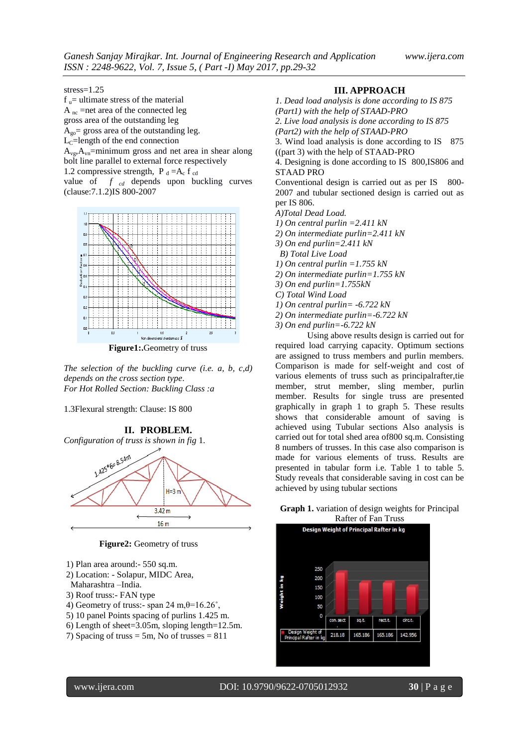stress=1.25

$f_u$= ultimate stress of the material

$A_{nc}$ =net area of the connected leg

gross area of the outstanding leg

$A_{go}$= gross area of the outstanding leg.

$L_C$=length of the end connection

$A_{vg}$,$A_{vn}$=minimum gross and net area in shear along bolt line parallel to external force respectively

1.2 compressive strength, $P_d = A_c f_{cd}$

value of $f_{cd}$ depends upon buckling curves (clause:7.1.2)IS 800-2007

**Figure1:**.Geometry of truss

*The selection of the buckling curve (i.e. a, b, c,d) depends on the cross section type.*

*For Hot Rolled Section: Buckling Class :a*

1.3Flexural strength: Clause: IS 800

## II. PROBLEM.

*Configuration of truss is shown in fig* 1.

**Figure2:** Geometry of truss

1) Plan area around:- 550 sq.m.
2) Location: - Solapur, MIDC Area, Maharashtra –India.
3) Roof truss:- FAN type
4) Geometry of truss:- span 24 m,θ=16.26˚,
5) 10 panel Points spacing of purlins 1.425 m.
6) Length of sheet=3.05m, sloping length=12.5m.
7) Spacing of truss = 5m, No of trusses = 811

## III. APPROACH

*1. Dead load analysis is done according to IS 875 (Part1) with the help of STAAD-PRO*

*2. Live load analysis is done according to IS 875 (Part2) with the help of STAAD-PRO*

3. Wind load analysis is done according to IS 875 ((part 3) with the help of STAAD-PRO

4. Designing is done according to IS 800,IS806 and STAAD PRO

Conventional design is carried out as per IS 800-2007 and tubular sectioned design is carried out as per IS 806.

*A)Total Dead Load.*

*1) On central purlin =2.411 kN*

*2) On intermediate purlin=2.411 kN*

*3) On end purlin=2.411 kN*

*B) Total Live Load*

*1) On central purlin =1.755 kN*

*2) On intermediate purlin=1.755 kN*

*3) On end purlin=1.755kN*

*C) Total Wind Load*

*1) On central purlin= -6.722 kN*

*2) On intermediate purlin=-6.722 kN*

*3) On end purlin=-6.722 kN*

Using above results design is carried out for required load carrying capacity. Optimum sections are assigned to truss members and purlin members. Comparison is made for self-weight and cost of various elements of truss such as principalrafter,tie member, strut member, sling member, purlin member. Results for single truss are presented graphically in graph 1 to graph 5. These results shows that considerable amount of saving is achieved using Tubular sections Also analysis is carried out for total shed area of800 sq.m. Consisting 8 numbers of trusses. In this case also comparison is made for various elements of truss. Results are presented in tabular form i.e. Table 1 to table 5. Study reveals that considerable saving in cost can be achieved by using tubular sections

**Graph 1.** variation of design weights for Principal Rafter of Fan Truss

| | con. sect | sq.t. | rect.t. | circ.t. |
|---|---|---|---|---|
| Design Weight of Principal Rafter in kg | 218.18 | 165.186 | 165.186 | 142.956 |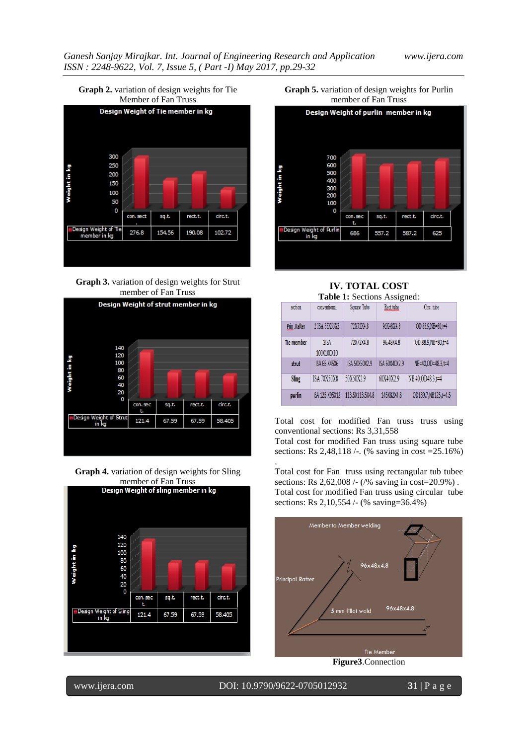**Graph 2.** variation of design weights for Tie Member of Fan Truss

Design Weight of Tie member in kg

| | con. sect. | sq.t. | rect.t. | circ.t. |
|---|---|---|---|---|
| Design Weight of Tie member in kg | 276.8 | 154.56 | 190.08 | 102.72 |

**Graph 3.** variation of design weights for Strut member of Fan Truss

Design Weight of strut member in kg

| | con. sect. | sq.t. | rect.t. | circ.t. |
|---|---|---|---|---|
| Design Weight of Strut in kg | 121.4 | 67.59 | 67.59 | 58.405 |

**Graph 4.** variation of design weights for Sling member of Fan Truss

Design Weight of sling member in kg

| | con. sect. | sq.t. | rect.t. | circ.t. |
|---|---|---|---|---|
| Design Weight of Sling in kg | 121.4 | 67.59 | 67.59 | 58.405 |

**Graph 5.** variation of design weights for Purlin member of Fan Truss

Design Weight of purlin member in kg

| | con. sect. | sq.t. | rect.t. | circ.t. |
|---|---|---|---|---|
| Design Weight of Purlin in kg | 686 | 557.2 | 587.2 | 625 |

## IV. TOTAL COST

**Table 1:** Sections Assigned:

| section | conventional | Square Tube | Rect.tube | Circ. tube |
|---|---|---|---|---|
| Prin .Rafter | 2 ISA 55X55X8 | 72X72X4.8 | 96X48X4.8 | OD 88.9,NB=80,t=4 |
| Tie member | 2ISA 100X100X10 | 72X72X4.8 | 96.48X4.8 | OD 88.9,NB=80,t=4 |
| strut | ISA 65 X45X6 | ISA 50X50X2.9 | ISA 60X40X2.9 | NB=40,OD=48.3,t=4 |
| Sling | ISA 70X50X8 | 50X50X2.9 | 60X40X2.9 | NB 40,OD48.3,t=4 |
| purlin | ISA 125 X95X12 | 113.5X113.5X4.8 | 145X82X4.8 | OD139.7,NB125,t=4.5 |

Total cost for modified Fan truss truss using conventional sections: Rs 3,31,558

Total cost for modified Fan truss using square tube sections: Rs 2,48,118 /-. (% saving in cost =25.16%)

.

Total cost for Fan truss using rectangular tub tubee sections: Rs 2,62,008 /- (/% saving in cost=20.9%) .

Total cost for modified Fan truss using circular tube sections: Rs 2,10,554 /- (% saving=36.4%)

Member to Member welding

Principal Rafter

96x48x4.8

5 mm fillet weld

96x48x4.8

Tie Member

**Figure3**.Connection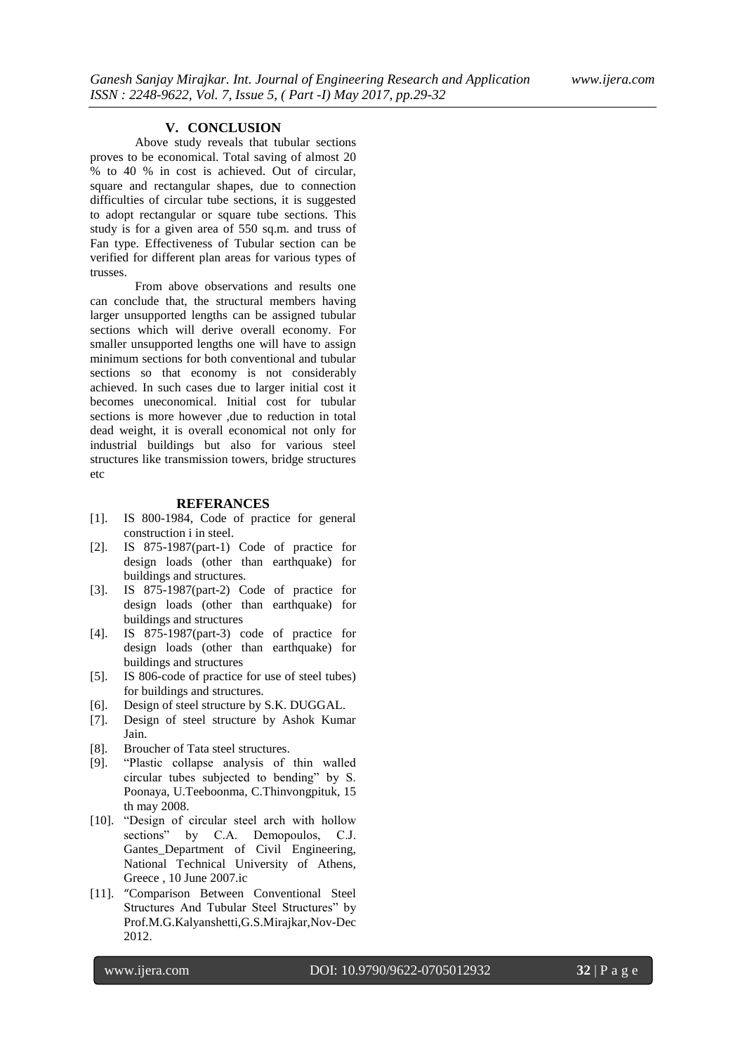## V. CONCLUSION

Above study reveals that tubular sections proves to be economical. Total saving of almost 20 % to 40 % in cost is achieved. Out of circular, square and rectangular shapes, due to connection difficulties of circular tube sections, it is suggested to adopt rectangular or square tube sections. This study is for a given area of 550 sq.m. and truss of Fan type. Effectiveness of Tubular section can be verified for different plan areas for various types of trusses.

From above observations and results one can conclude that, the structural members having larger unsupported lengths can be assigned tubular sections which will derive overall economy. For smaller unsupported lengths one will have to assign minimum sections for both conventional and tubular sections so that economy is not considerably achieved. In such cases due to larger initial cost it becomes uneconomical. Initial cost for tubular sections is more however ,due to reduction in total dead weight, it is overall economical not only for industrial buildings but also for various steel structures like transmission towers, bridge structures etc

## REFERANCES

[1]. IS 800-1984, Code of practice for general construction i in steel.

[2]. IS 875-1987(part-1) Code of practice for design loads (other than earthquake) for buildings and structures.

[3]. IS 875-1987(part-2) Code of practice for design loads (other than earthquake) for buildings and structures

[4]. IS 875-1987(part-3) code of practice for design loads (other than earthquake) for buildings and structures

[5]. IS 806-code of practice for use of steel tubes) for buildings and structures.

[6]. Design of steel structure by S.K. DUGGAL.

[7]. Design of steel structure by Ashok Kumar Jain.

[8]. Broucher of Tata steel structures.

[9]. "Plastic collapse analysis of thin walled circular tubes subjected to bending" by S. Poonaya, U.Teeboonma, C.Thinvongpituk, 15 th may 2008.

[10]. "Design of circular steel arch with hollow sections" by C.A. Demopoulos, C.J. Gantes_Department of Civil Engineering, National Technical University of Athens, Greece , 10 June 2007.ic

[11]. "Comparison Between Conventional Steel Structures And Tubular Steel Structures" by Prof.M.G.Kalyanshetti,G.S.Mirajkar,Nov-Dec 2012.